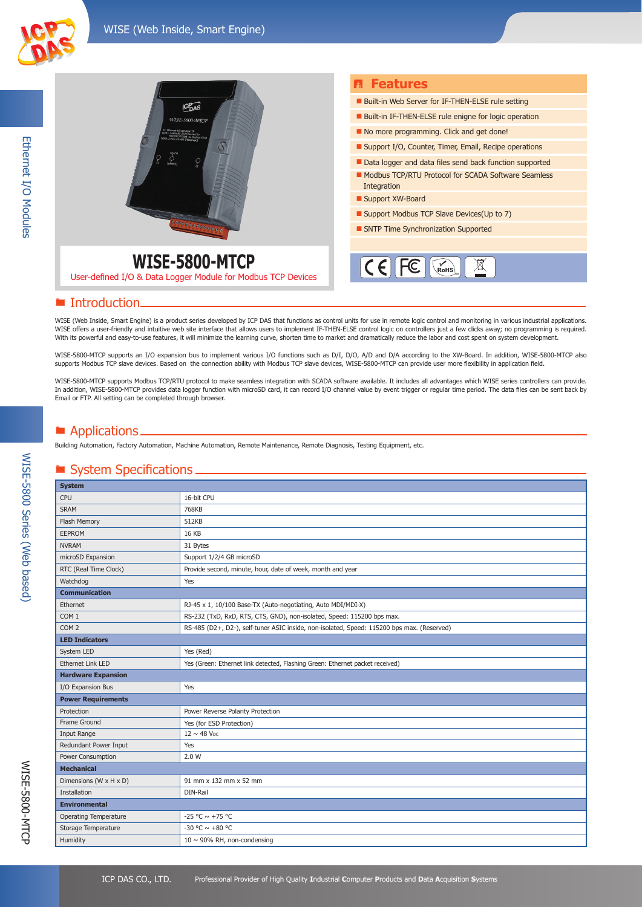# WISE-5800-MTCP

User-defined I/O & Data Logger Module for Modbus TCP Devices

## Features

- Built-in Web Server for IF-THEN-ELSE rule setting
- Built-in IF-THEN-ELSE rule enigne for logic operation
- No more programming. Click and get done!
- Support I/O, Counter, Timer, Email, Recipe operations
- Data logger and data files send back function supported
- Modbus TCP/RTU Protocol for SCADA Software Seamless Integration
- Support XW-Board
- Support Modbus TCP Slave Devices(Up to 7)
- SNTP Time Synchronization Supported

## Introduction

WISE (Web Inside, Smart Engine) is a product series developed by ICP DAS that functions as control units for use in remote logic control and monitoring in various industrial applications. WISE offers a user-friendly and intuitive web site interface that allows users to implement IF-THEN-ELSE control logic on controllers just a few clicks away; no programming is required. With its powerful and easy-to-use features, it will minimize the learning curve, shorten time to market and dramatically reduce the labor and cost spent on system development.

WISE-5800-MTCP supports an I/O expansion bus to implement various I/O functions such as D/I, D/O, A/D and D/A according to the XW-Board. In addition, WISE-5800-MTCP also supports Modbus TCP slave devices. Based on the connection ability with Modbus TCP slave devices, WISE-5800-MTCP can provide user more flexibility in application field.

WISE-5800-MTCP supports Modbus TCP/RTU protocol to make seamless integration with SCADA software available. It includes all advantages which WISE series controllers can provide. In addition, WISE-5800-MTCP provides data logger function with microSD card, it can record I/O channel value by event trigger or regular time period. The data files can be sent back by Email or FTP. All setting can be completed through browser.

## Applications

Building Automation, Factory Automation, Machine Automation, Remote Maintenance, Remote Diagnosis, Testing Equipment, etc.

## System Specifications

| **System** | |
|---|---|
| CPU | 16-bit CPU |
| SRAM | 768KB |
| Flash Memory | 512KB |
| EEPROM | 16 KB |
| NVRAM | 31 Bytes |
| microSD Expansion | Support 1/2/4 GB microSD |
| RTC (Real Time Clock) | Provide second, minute, hour, date of week, month and year |
| Watchdog | Yes |
| **Communication** | |
| Ethernet | RJ-45 x 1, 10/100 Base-TX (Auto-negotiating, Auto MDI/MDI-X) |
| COM 1 | RS-232 (TxD, RxD, RTS, CTS, GND), non-isolated, Speed: 115200 bps max. |
| COM 2 | RS-485 (D2+, D2-), self-tuner ASIC inside, non-isolated, Speed: 115200 bps max. (Reserved) |
| **LED Indicators** | |
| System LED | Yes (Red) |
| Ethernet Link LED | Yes (Green: Ethernet link detected, Flashing Green: Ethernet packet received) |
| **Hardware Expansion** | |
| I/O Expansion Bus | Yes |
| **Power Requirements** | |
| Protection | Power Reverse Polarity Protection |
| Frame Ground | Yes (for ESD Protection) |
| Input Range | 12 ~ 48 VDC |
| Redundant Power Input | Yes |
| Power Consumption | 2.0 W |
| **Mechanical** | |
| Dimensions (W x H x D) | 91 mm x 132 mm x 52 mm |
| Installation | DIN-Rail |
| **Environmental** | |
| Operating Temperature | -25 °C ~ +75 °C |
| Storage Temperature | -30 °C ~ +80 °C |
| Humidity | 10 ~ 90% RH, non-condensing |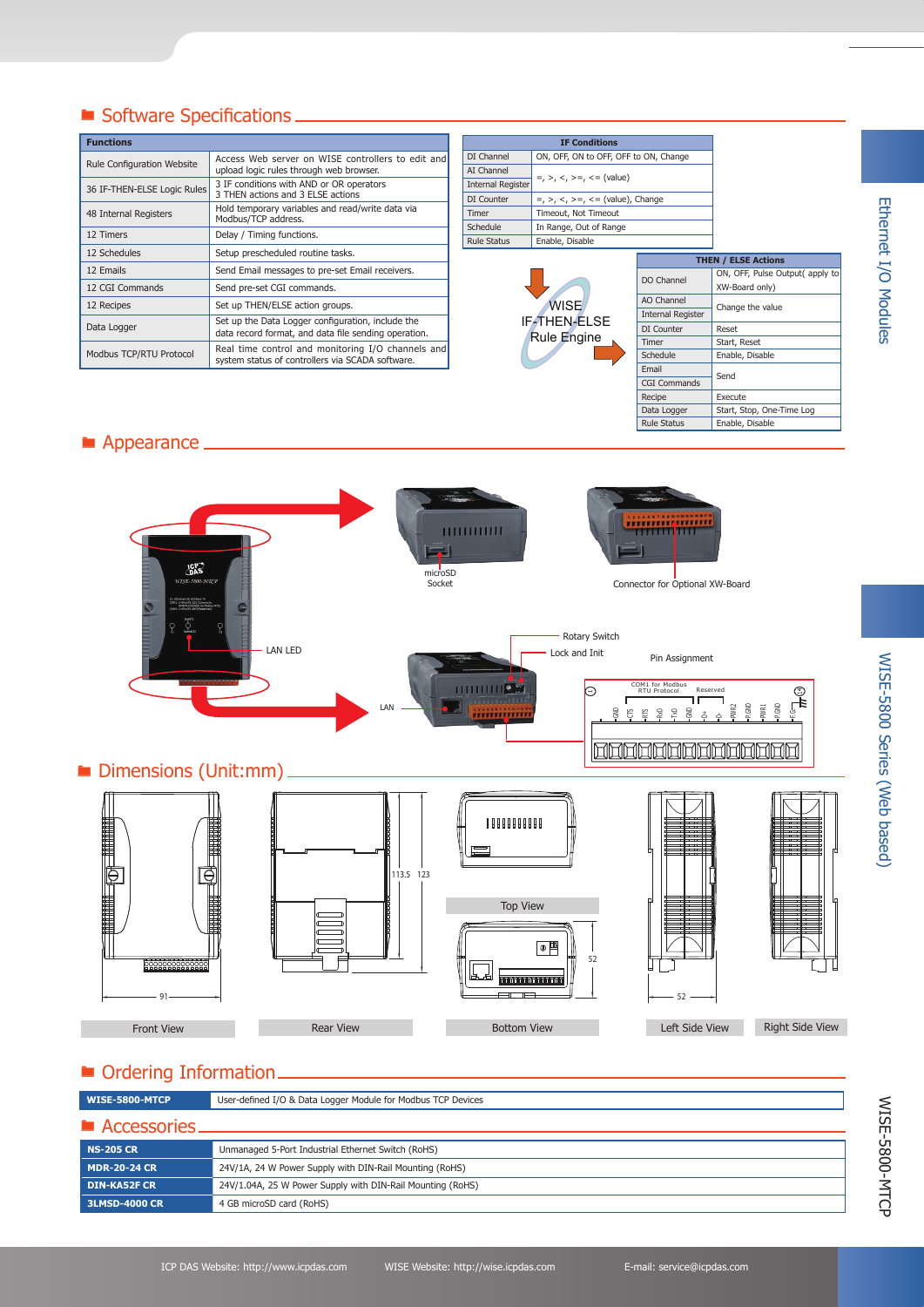## Software Specifications

| Functions | |
|---|---|
| Rule Configuration Website | Access Web server on WISE controllers to edit and upload logic rules through web browser. |
| 36 IF-THEN-ELSE Logic Rules | 3 IF conditions with AND or OR operators<br>3 THEN actions and 3 ELSE actions |
| 48 Internal Registers | Hold temporary variables and read/write data via Modbus/TCP address. |
| 12 Timers | Delay / Timing functions. |
| 12 Schedules | Setup prescheduled routine tasks. |
| 12 Emails | Send Email messages to pre-set Email receivers. |
| 12 CGI Commands | Send pre-set CGI commands. |
| 12 Recipes | Set up THEN/ELSE action groups. |
| Data Logger | Set up the Data Logger configuration, include the data record format, and data file sending operation. |
| Modbus TCP/RTU Protocol | Real time control and monitoring I/O channels and system status of controllers via SCADA software. |

| IF Conditions | |
|---|---|
| DI Channel | ON, OFF, ON to OFF, OFF to ON, Change |
| AI Channel | =, >, <, >=, <= (value) |
| Internal Register | =, >, <, >=, <= (value) |
| DI Counter | =, >, <, >=, <= (value), Change |
| Timer | Timeout, Not Timeout |
| Schedule | In Range, Out of Range |
| Rule Status | Enable, Disable |

WISE IF-THEN-ELSE Rule Engine

| THEN / ELSE Actions | |
|---|---|
| DO Channel | ON, OFF, Pulse Output( apply to XW-Board only) |
| AO Channel | Change the value |
| Internal Register | Change the value |
| DI Counter | Reset |
| Timer | Start, Reset |
| Schedule | Enable, Disable |
| Email | Send |
| CGI Commands | Send |
| Recipe | Execute |
| Data Logger | Start, Stop, One-Time Log |
| Rule Status | Enable, Disable |

## Appearance

microSD Socket

Connector for Optional XW-Board

LAN LED

Rotary Switch

Lock and Init

LAN

Pin Assignment

COM1 for Modbus RTU Protocol

Reserved

GND CTS RTS RxD TxD GND D+ D- PWR2 P.GND PWR1 P.GND F.G.

## Dimensions (Unit:mm)

91

113.5 123

52

52

Front View | Rear View | Top View | Bottom View | Left Side View | Right Side View

## Ordering Information

| | |
|---|---|
| **WISE-5800-MTCP** | User-defined I/O & Data Logger Module for Modbus TCP Devices |

## Accessories

| | |
|---|---|
| **NS-205 CR** | Unmanaged 5-Port Industrial Ethernet Switch (RoHS) |
| **MDR-20-24 CR** | 24V/1A, 24 W Power Supply with DIN-Rail Mounting (RoHS) |
| **DIN-KA52F CR** | 24V/1.04A, 25 W Power Supply with DIN-Rail Mounting (RoHS) |
| **3LMSD-4000 CR** | 4 GB microSD card (RoHS) |

ICP DAS Website: http://www.icpdas.com WISE Website: http://wise.icpdas.com E-mail: service@icpdas.com